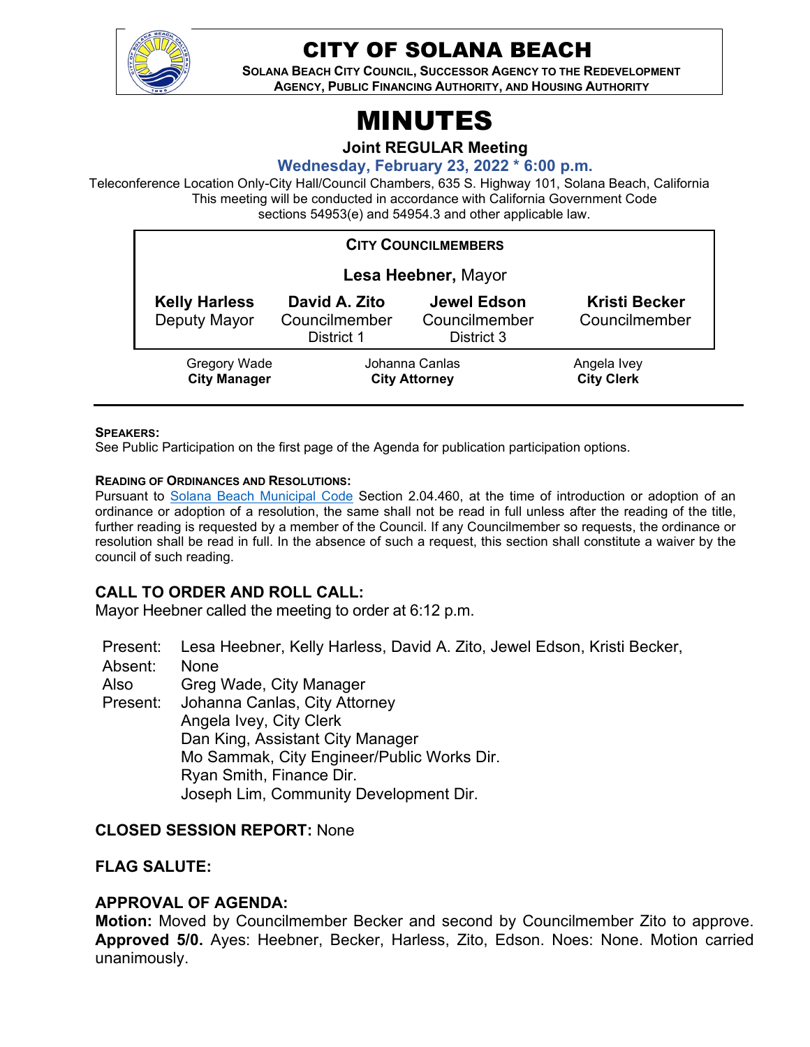# CITY OF SOLANA BEACH

**SOLANA BEACH CITY COUNCIL, SUCCESSOR AGENCY TO THE REDEVELOPMENT AGENCY, PUBLIC FINANCING AUTHORITY, AND HOUSING AUTHORITY**

# MINUTES

**Joint REGULAR Meeting**

**Wednesday, February 23, 2022 * 6:00 p.m.**

Teleconference Location Only-City Hall/Council Chambers, 635 S. Highway 101, Solana Beach, California
This meeting will be conducted in accordance with California Government Code sections 54953(e) and 54954.3 and other applicable law.

**CITY COUNCILMEMBERS**

**Lesa Heebner,** Mayor

| **Kelly Harless** | **David A. Zito** | **Jewel Edson** | **Kristi Becker** |
|---|---|---|---|
| Deputy Mayor | Councilmember District 1 | Councilmember District 3 | Councilmember |

| Gregory Wade | Johanna Canlas | Angela Ivey |
|---|---|---|
| **City Manager** | **City Attorney** | **City Clerk** |

**SPEAKERS:**
See Public Participation on the first page of the Agenda for publication participation options.

**READING OF ORDINANCES AND RESOLUTIONS:**
Pursuant to Solana Beach Municipal Code Section 2.04.460, at the time of introduction or adoption of an ordinance or adoption of a resolution, the same shall not be read in full unless after the reading of the title, further reading is requested by a member of the Council. If any Councilmember so requests, the ordinance or resolution shall be read in full. In the absence of such a request, this section shall constitute a waiver by the council of such reading.

## CALL TO ORDER AND ROLL CALL:

Mayor Heebner called the meeting to order at 6:12 p.m.

Present: Lesa Heebner, Kelly Harless, David A. Zito, Jewel Edson, Kristi Becker,
Absent: None
Also Present: Greg Wade, City Manager
Johanna Canlas, City Attorney
Angela Ivey, City Clerk
Dan King, Assistant City Manager
Mo Sammak, City Engineer/Public Works Dir.
Ryan Smith, Finance Dir.
Joseph Lim, Community Development Dir.

## CLOSED SESSION REPORT: None

## FLAG SALUTE:

## APPROVAL OF AGENDA:

**Motion:** Moved by Councilmember Becker and second by Councilmember Zito to approve. **Approved 5/0.** Ayes: Heebner, Becker, Harless, Zito, Edson. Noes: None. Motion carried unanimously.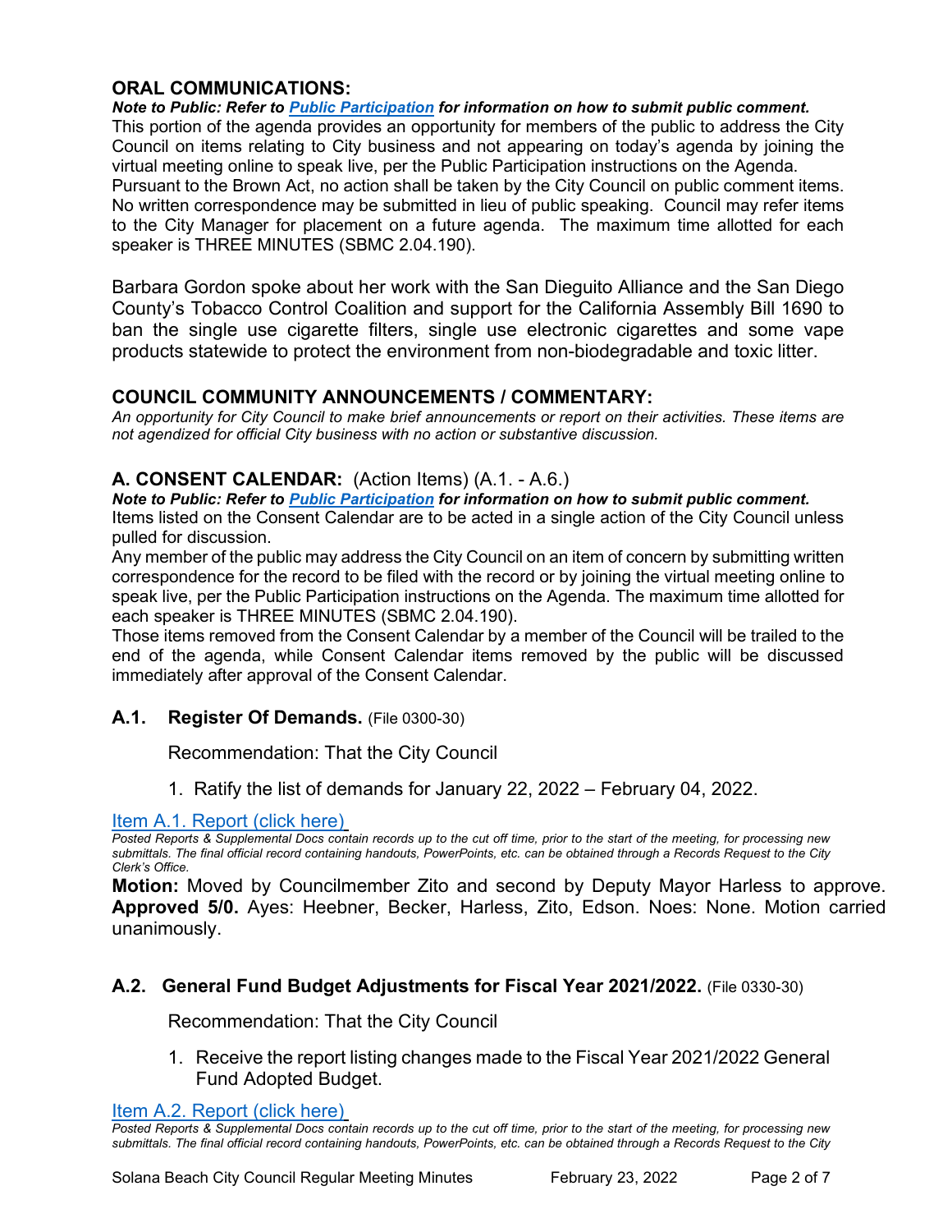## ORAL COMMUNICATIONS:

***Note to Public: Refer to [Public Participation](#) for information on how to submit public comment.***

This portion of the agenda provides an opportunity for members of the public to address the City Council on items relating to City business and not appearing on today's agenda by joining the virtual meeting online to speak live, per the Public Participation instructions on the Agenda. Pursuant to the Brown Act, no action shall be taken by the City Council on public comment items. No written correspondence may be submitted in lieu of public speaking. Council may refer items to the City Manager for placement on a future agenda. The maximum time allotted for each speaker is THREE MINUTES (SBMC 2.04.190).

Barbara Gordon spoke about her work with the San Dieguito Alliance and the San Diego County's Tobacco Control Coalition and support for the California Assembly Bill 1690 to ban the single use cigarette filters, single use electronic cigarettes and some vape products statewide to protect the environment from non-biodegradable and toxic litter.

## COUNCIL COMMUNITY ANNOUNCEMENTS / COMMENTARY:

*An opportunity for City Council to make brief announcements or report on their activities. These items are not agendized for official City business with no action or substantive discussion.*

## A. CONSENT CALENDAR: (Action Items) (A.1. - A.6.)

***Note to Public: Refer to [Public Participation](#) for information on how to submit public comment.***

Items listed on the Consent Calendar are to be acted in a single action of the City Council unless pulled for discussion.

Any member of the public may address the City Council on an item of concern by submitting written correspondence for the record to be filed with the record or by joining the virtual meeting online to speak live, per the Public Participation instructions on the Agenda. The maximum time allotted for each speaker is THREE MINUTES (SBMC 2.04.190).

Those items removed from the Consent Calendar by a member of the Council will be trailed to the end of the agenda, while Consent Calendar items removed by the public will be discussed immediately after approval of the Consent Calendar.

### A.1. Register Of Demands. (File 0300-30)

Recommendation: That the City Council

1. Ratify the list of demands for January 22, 2022 – February 04, 2022.

[Item A.1. Report (click here)](#)

*Posted Reports & Supplemental Docs contain records up to the cut off time, prior to the start of the meeting, for processing new submittals. The final official record containing handouts, PowerPoints, etc. can be obtained through a Records Request to the City Clerk's Office.*

**Motion:** Moved by Councilmember Zito and second by Deputy Mayor Harless to approve. **Approved 5/0.** Ayes: Heebner, Becker, Harless, Zito, Edson. Noes: None. Motion carried unanimously.

### A.2. General Fund Budget Adjustments for Fiscal Year 2021/2022. (File 0330-30)

Recommendation: That the City Council

1. Receive the report listing changes made to the Fiscal Year 2021/2022 General Fund Adopted Budget.

[Item A.2. Report (click here)](#)

*Posted Reports & Supplemental Docs contain records up to the cut off time, prior to the start of the meeting, for processing new submittals. The final official record containing handouts, PowerPoints, etc. can be obtained through a Records Request to the City*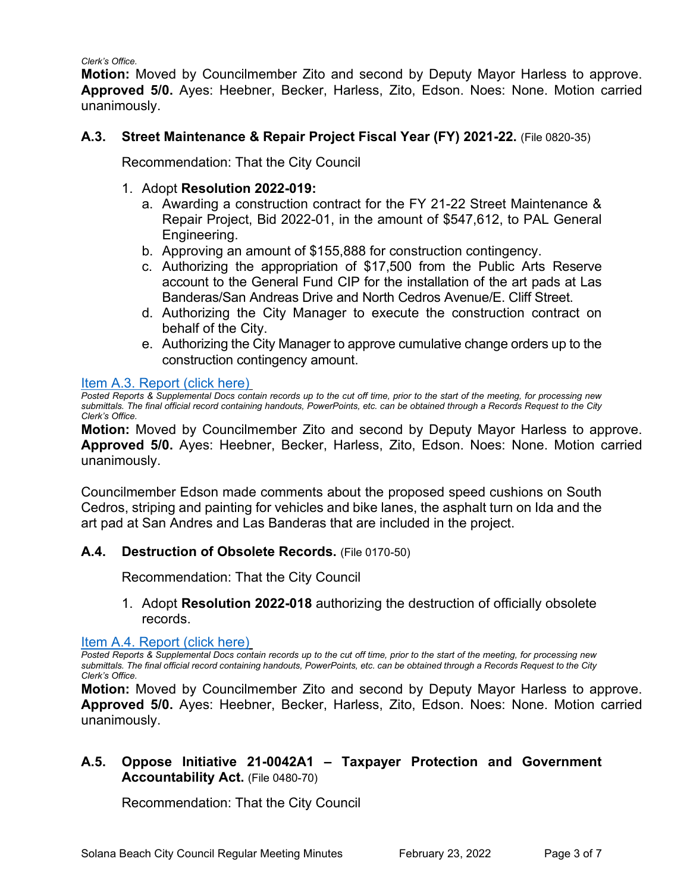*Clerk's Office.*

**Motion:** Moved by Councilmember Zito and second by Deputy Mayor Harless to approve. **Approved 5/0.** Ayes: Heebner, Becker, Harless, Zito, Edson. Noes: None. Motion carried unanimously.

### A.3. Street Maintenance & Repair Project Fiscal Year (FY) 2021-22. (File 0820-35)

Recommendation: That the City Council

1. Adopt **Resolution 2022-019:**
   a. Awarding a construction contract for the FY 21-22 Street Maintenance & Repair Project, Bid 2022-01, in the amount of $547,612, to PAL General Engineering.
   b. Approving an amount of $155,888 for construction contingency.
   c. Authorizing the appropriation of $17,500 from the Public Arts Reserve account to the General Fund CIP for the installation of the art pads at Las Banderas/San Andreas Drive and North Cedros Avenue/E. Cliff Street.
   d. Authorizing the City Manager to execute the construction contract on behalf of the City.
   e. Authorizing the City Manager to approve cumulative change orders up to the construction contingency amount.

Item A.3. Report (click here)

*Posted Reports & Supplemental Docs contain records up to the cut off time, prior to the start of the meeting, for processing new submittals. The final official record containing handouts, PowerPoints, etc. can be obtained through a Records Request to the City Clerk's Office.*

**Motion:** Moved by Councilmember Zito and second by Deputy Mayor Harless to approve. **Approved 5/0.** Ayes: Heebner, Becker, Harless, Zito, Edson. Noes: None. Motion carried unanimously.

Councilmember Edson made comments about the proposed speed cushions on South Cedros, striping and painting for vehicles and bike lanes, the asphalt turn on Ida and the art pad at San Andres and Las Banderas that are included in the project.

### A.4. Destruction of Obsolete Records. (File 0170-50)

Recommendation: That the City Council

1. Adopt **Resolution 2022-018** authorizing the destruction of officially obsolete records.

Item A.4. Report (click here)

*Posted Reports & Supplemental Docs contain records up to the cut off time, prior to the start of the meeting, for processing new submittals. The final official record containing handouts, PowerPoints, etc. can be obtained through a Records Request to the City Clerk's Office.*

**Motion:** Moved by Councilmember Zito and second by Deputy Mayor Harless to approve. **Approved 5/0.** Ayes: Heebner, Becker, Harless, Zito, Edson. Noes: None. Motion carried unanimously.

### A.5. Oppose Initiative 21-0042A1 – Taxpayer Protection and Government Accountability Act. (File 0480-70)

Recommendation: That the City Council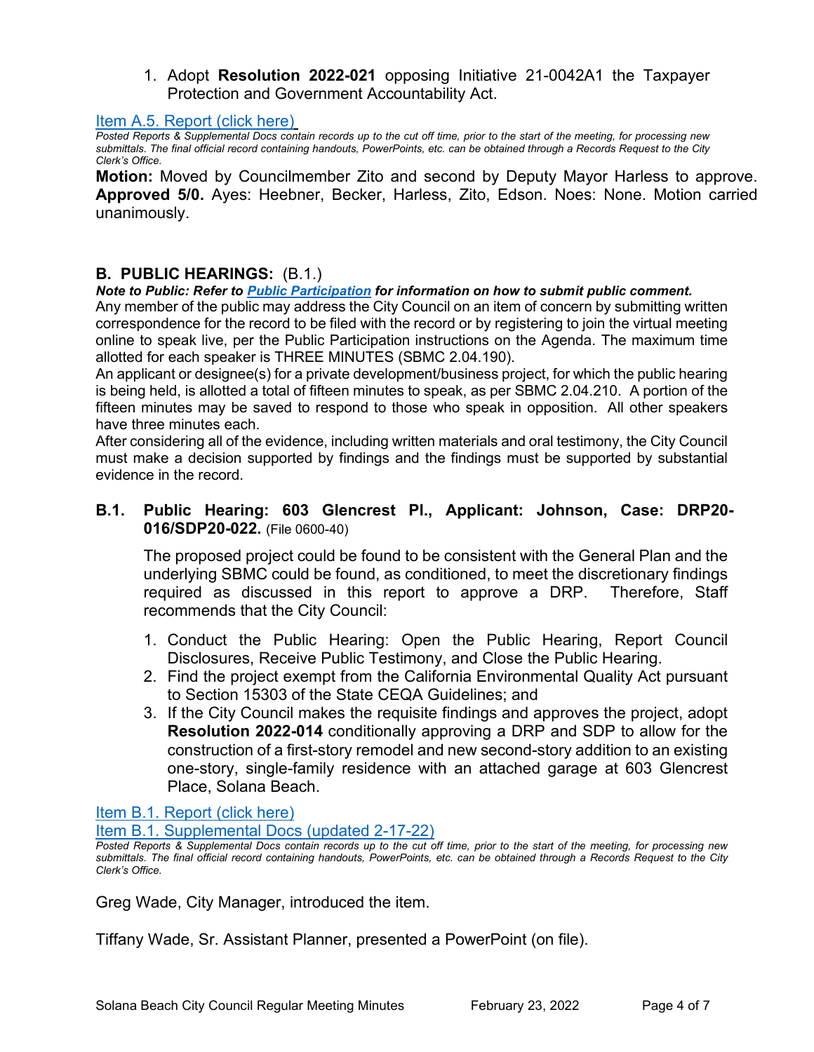1. Adopt **Resolution 2022-021** opposing Initiative 21-0042A1 the Taxpayer Protection and Government Accountability Act.

[Item A.5. Report (click here)]

*Posted Reports & Supplemental Docs contain records up to the cut off time, prior to the start of the meeting, for processing new submittals. The final official record containing handouts, PowerPoints, etc. can be obtained through a Records Request to the City Clerk's Office.*

**Motion:** Moved by Councilmember Zito and second by Deputy Mayor Harless to approve. **Approved 5/0.** Ayes: Heebner, Becker, Harless, Zito, Edson. Noes: None. Motion carried unanimously.

## B. PUBLIC HEARINGS: (B.1.)

***Note to Public: Refer to Public Participation for information on how to submit public comment.***

Any member of the public may address the City Council on an item of concern by submitting written correspondence for the record to be filed with the record or by registering to join the virtual meeting online to speak live, per the Public Participation instructions on the Agenda. The maximum time allotted for each speaker is THREE MINUTES (SBMC 2.04.190).

An applicant or designee(s) for a private development/business project, for which the public hearing is being held, is allotted a total of fifteen minutes to speak, as per SBMC 2.04.210. A portion of the fifteen minutes may be saved to respond to those who speak in opposition. All other speakers have three minutes each.

After considering all of the evidence, including written materials and oral testimony, the City Council must make a decision supported by findings and the findings must be supported by substantial evidence in the record.

### B.1. Public Hearing: 603 Glencrest Pl., Applicant: Johnson, Case: DRP20-016/SDP20-022. (File 0600-40)

The proposed project could be found to be consistent with the General Plan and the underlying SBMC could be found, as conditioned, to meet the discretionary findings required as discussed in this report to approve a DRP. Therefore, Staff recommends that the City Council:

1. Conduct the Public Hearing: Open the Public Hearing, Report Council Disclosures, Receive Public Testimony, and Close the Public Hearing.
2. Find the project exempt from the California Environmental Quality Act pursuant to Section 15303 of the State CEQA Guidelines; and
3. If the City Council makes the requisite findings and approves the project, adopt **Resolution 2022-014** conditionally approving a DRP and SDP to allow for the construction of a first-story remodel and new second-story addition to an existing one-story, single-family residence with an attached garage at 603 Glencrest Place, Solana Beach.

[Item B.1. Report (click here)]

[Item B.1. Supplemental Docs (updated 2-17-22)]

*Posted Reports & Supplemental Docs contain records up to the cut off time, prior to the start of the meeting, for processing new submittals. The final official record containing handouts, PowerPoints, etc. can be obtained through a Records Request to the City Clerk's Office.*

Greg Wade, City Manager, introduced the item.

Tiffany Wade, Sr. Assistant Planner, presented a PowerPoint (on file).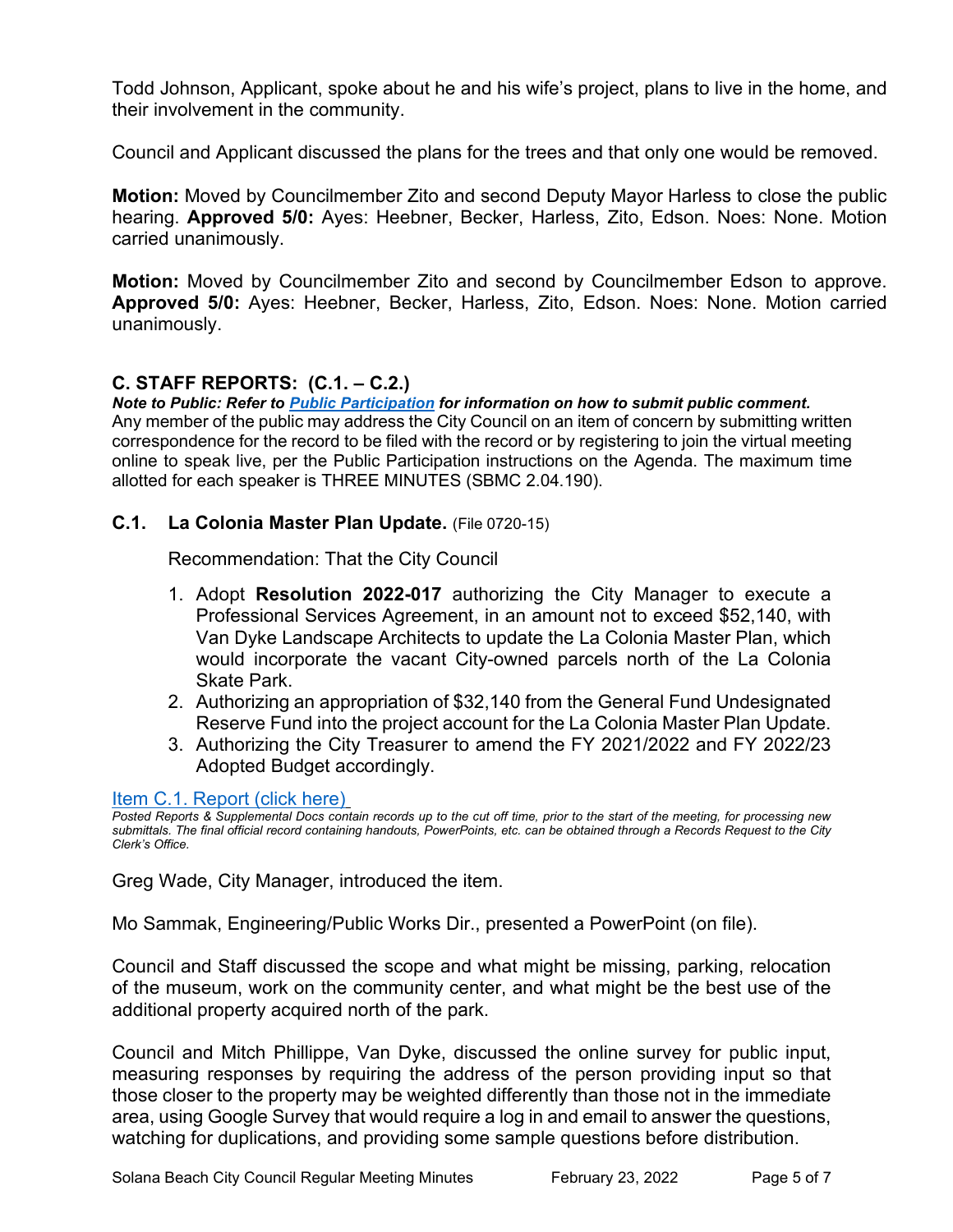Todd Johnson, Applicant, spoke about he and his wife's project, plans to live in the home, and their involvement in the community.

Council and Applicant discussed the plans for the trees and that only one would be removed.

**Motion:** Moved by Councilmember Zito and second Deputy Mayor Harless to close the public hearing. **Approved 5/0:** Ayes: Heebner, Becker, Harless, Zito, Edson. Noes: None. Motion carried unanimously.

**Motion:** Moved by Councilmember Zito and second by Councilmember Edson to approve. **Approved 5/0:** Ayes: Heebner, Becker, Harless, Zito, Edson. Noes: None. Motion carried unanimously.

## C. STAFF REPORTS: (C.1. – C.2.)

***Note to Public: Refer to Public Participation for information on how to submit public comment.***
Any member of the public may address the City Council on an item of concern by submitting written correspondence for the record to be filed with the record or by registering to join the virtual meeting online to speak live, per the Public Participation instructions on the Agenda. The maximum time allotted for each speaker is THREE MINUTES (SBMC 2.04.190).

### C.1. La Colonia Master Plan Update. (File 0720-15)

Recommendation: That the City Council

1. Adopt **Resolution 2022-017** authorizing the City Manager to execute a Professional Services Agreement, in an amount not to exceed $52,140, with Van Dyke Landscape Architects to update the La Colonia Master Plan, which would incorporate the vacant City-owned parcels north of the La Colonia Skate Park.
2. Authorizing an appropriation of $32,140 from the General Fund Undesignated Reserve Fund into the project account for the La Colonia Master Plan Update.
3. Authorizing the City Treasurer to amend the FY 2021/2022 and FY 2022/23 Adopted Budget accordingly.

Item C.1. Report (click here)

*Posted Reports & Supplemental Docs contain records up to the cut off time, prior to the start of the meeting, for processing new submittals. The final official record containing handouts, PowerPoints, etc. can be obtained through a Records Request to the City Clerk's Office.*

Greg Wade, City Manager, introduced the item.

Mo Sammak, Engineering/Public Works Dir., presented a PowerPoint (on file).

Council and Staff discussed the scope and what might be missing, parking, relocation of the museum, work on the community center, and what might be the best use of the additional property acquired north of the park.

Council and Mitch Phillippe, Van Dyke, discussed the online survey for public input, measuring responses by requiring the address of the person providing input so that those closer to the property may be weighted differently than those not in the immediate area, using Google Survey that would require a log in and email to answer the questions, watching for duplications, and providing some sample questions before distribution.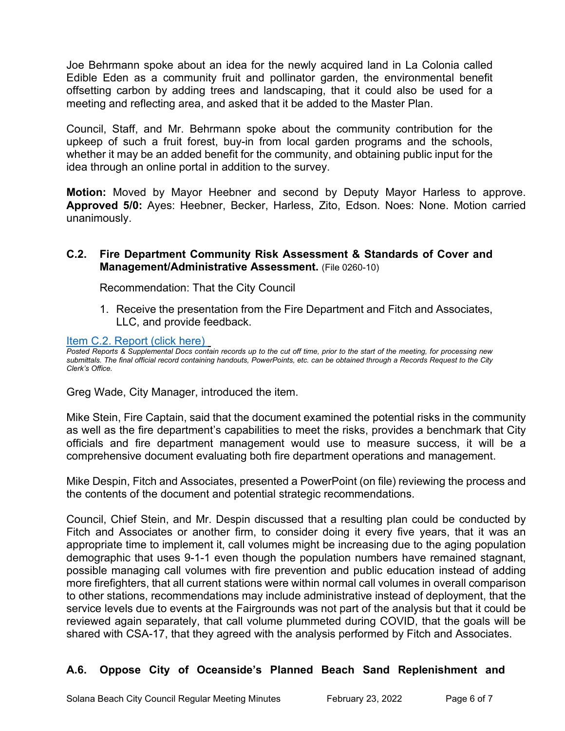Joe Behrmann spoke about an idea for the newly acquired land in La Colonia called Edible Eden as a community fruit and pollinator garden, the environmental benefit offsetting carbon by adding trees and landscaping, that it could also be used for a meeting and reflecting area, and asked that it be added to the Master Plan.

Council, Staff, and Mr. Behrmann spoke about the community contribution for the upkeep of such a fruit forest, buy-in from local garden programs and the schools, whether it may be an added benefit for the community, and obtaining public input for the idea through an online portal in addition to the survey.

**Motion:** Moved by Mayor Heebner and second by Deputy Mayor Harless to approve. **Approved 5/0:** Ayes: Heebner, Becker, Harless, Zito, Edson. Noes: None. Motion carried unanimously.

### C.2. Fire Department Community Risk Assessment & Standards of Cover and Management/Administrative Assessment. (File 0260-10)

Recommendation: That the City Council

1. Receive the presentation from the Fire Department and Fitch and Associates, LLC, and provide feedback.

Item C.2. Report (click here)

*Posted Reports & Supplemental Docs contain records up to the cut off time, prior to the start of the meeting, for processing new submittals. The final official record containing handouts, PowerPoints, etc. can be obtained through a Records Request to the City Clerk's Office.*

Greg Wade, City Manager, introduced the item.

Mike Stein, Fire Captain, said that the document examined the potential risks in the community as well as the fire department's capabilities to meet the risks, provides a benchmark that City officials and fire department management would use to measure success, it will be a comprehensive document evaluating both fire department operations and management.

Mike Despin, Fitch and Associates, presented a PowerPoint (on file) reviewing the process and the contents of the document and potential strategic recommendations.

Council, Chief Stein, and Mr. Despin discussed that a resulting plan could be conducted by Fitch and Associates or another firm, to consider doing it every five years, that it was an appropriate time to implement it, call volumes might be increasing due to the aging population demographic that uses 9-1-1 even though the population numbers have remained stagnant, possible managing call volumes with fire prevention and public education instead of adding more firefighters, that all current stations were within normal call volumes in overall comparison to other stations, recommendations may include administrative instead of deployment, that the service levels due to events at the Fairgrounds was not part of the analysis but that it could be reviewed again separately, that call volume plummeted during COVID, that the goals will be shared with CSA-17, that they agreed with the analysis performed by Fitch and Associates.

### A.6. Oppose City of Oceanside's Planned Beach Sand Replenishment and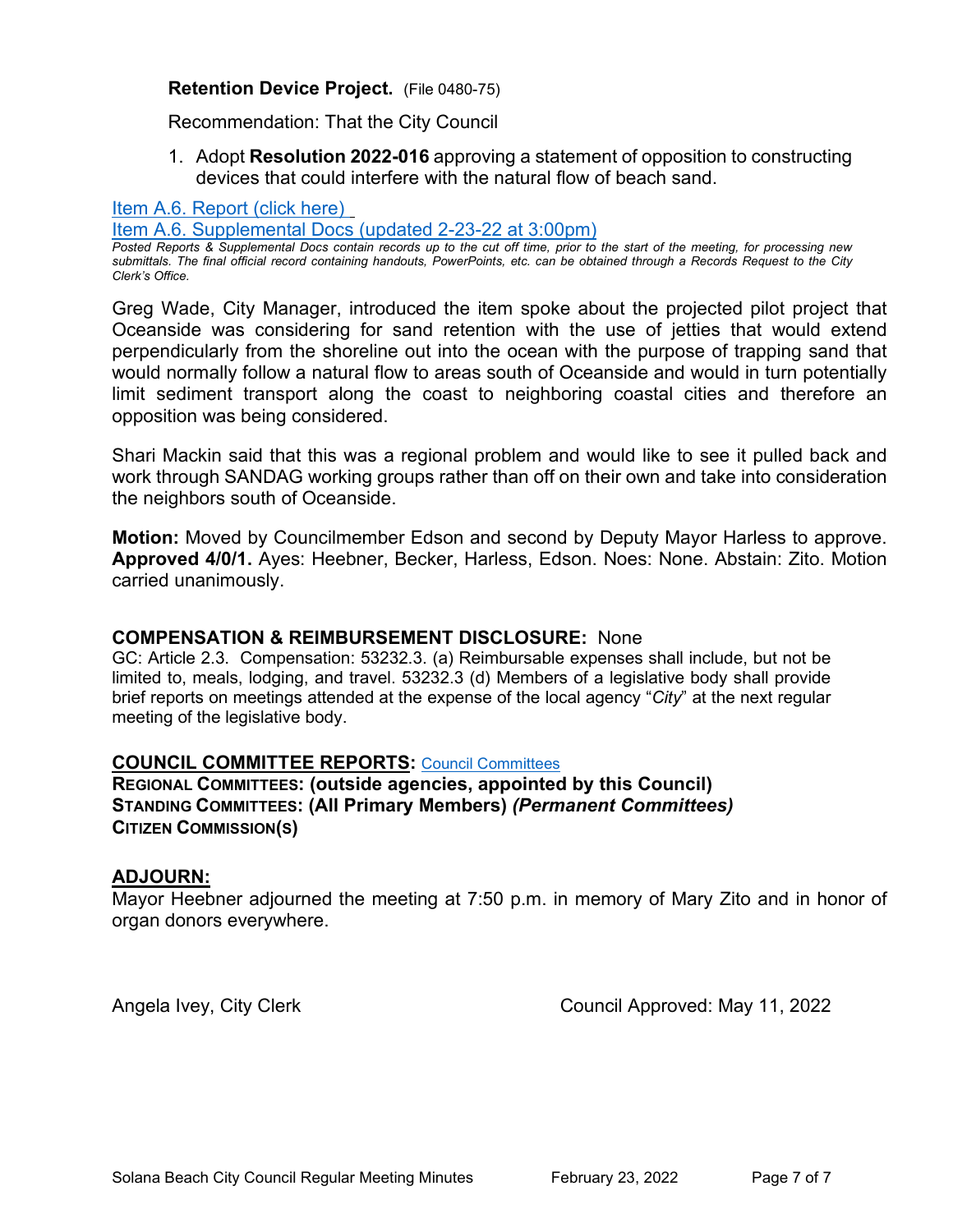**Retention Device Project.** (File 0480-75)

Recommendation: That the City Council

1. Adopt **Resolution 2022-016** approving a statement of opposition to constructing devices that could interfere with the natural flow of beach sand.

Item A.6. Report (click here)
Item A.6. Supplemental Docs (updated 2-23-22 at 3:00pm)

*Posted Reports & Supplemental Docs contain records up to the cut off time, prior to the start of the meeting, for processing new submittals. The final official record containing handouts, PowerPoints, etc. can be obtained through a Records Request to the City Clerk's Office.*

Greg Wade, City Manager, introduced the item spoke about the projected pilot project that Oceanside was considering for sand retention with the use of jetties that would extend perpendicularly from the shoreline out into the ocean with the purpose of trapping sand that would normally follow a natural flow to areas south of Oceanside and would in turn potentially limit sediment transport along the coast to neighboring coastal cities and therefore an opposition was being considered.

Shari Mackin said that this was a regional problem and would like to see it pulled back and work through SANDAG working groups rather than off on their own and take into consideration the neighbors south of Oceanside.

**Motion:** Moved by Councilmember Edson and second by Deputy Mayor Harless to approve. **Approved 4/0/1.** Ayes: Heebner, Becker, Harless, Edson. Noes: None. Abstain: Zito. Motion carried unanimously.

## COMPENSATION & REIMBURSEMENT DISCLOSURE: None

GC: Article 2.3. Compensation: 53232.3. (a) Reimbursable expenses shall include, but not be limited to, meals, lodging, and travel. 53232.3 (d) Members of a legislative body shall provide brief reports on meetings attended at the expense of the local agency "*City*" at the next regular meeting of the legislative body.

## COUNCIL COMMITTEE REPORTS: Council Committees

**REGIONAL COMMITTEES: (outside agencies, appointed by this Council)**
**STANDING COMMITTEES: (All Primary Members) *(Permanent Committees)***
**CITIZEN COMMISSION(S)**

## ADJOURN:

Mayor Heebner adjourned the meeting at 7:50 p.m. in memory of Mary Zito and in honor of organ donors everywhere.

Angela Ivey, City Clerk    Council Approved: May 11, 2022